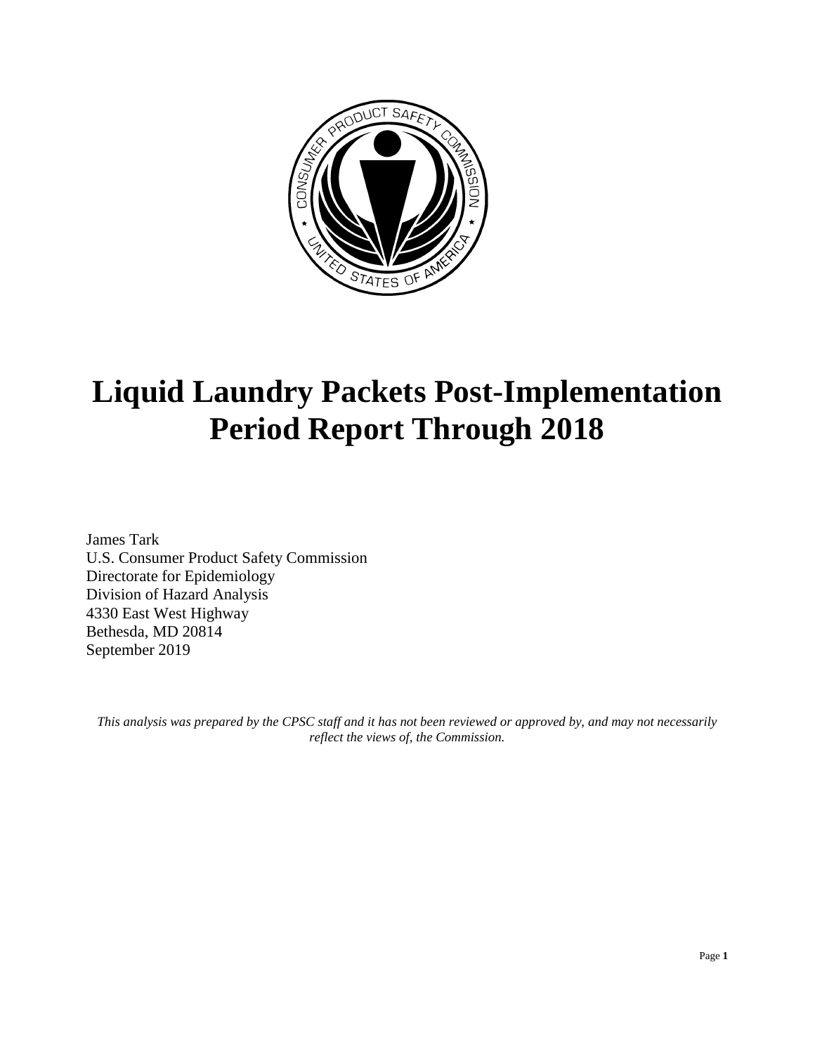# Liquid Laundry Packets Post-Implementation Period Report Through 2018

James Tark
U.S. Consumer Product Safety Commission
Directorate for Epidemiology
Division of Hazard Analysis
4330 East West Highway
Bethesda, MD 20814
September 2019

*This analysis was prepared by the CPSC staff and it has not been reviewed or approved by, and may not necessarily reflect the views of, the Commission.*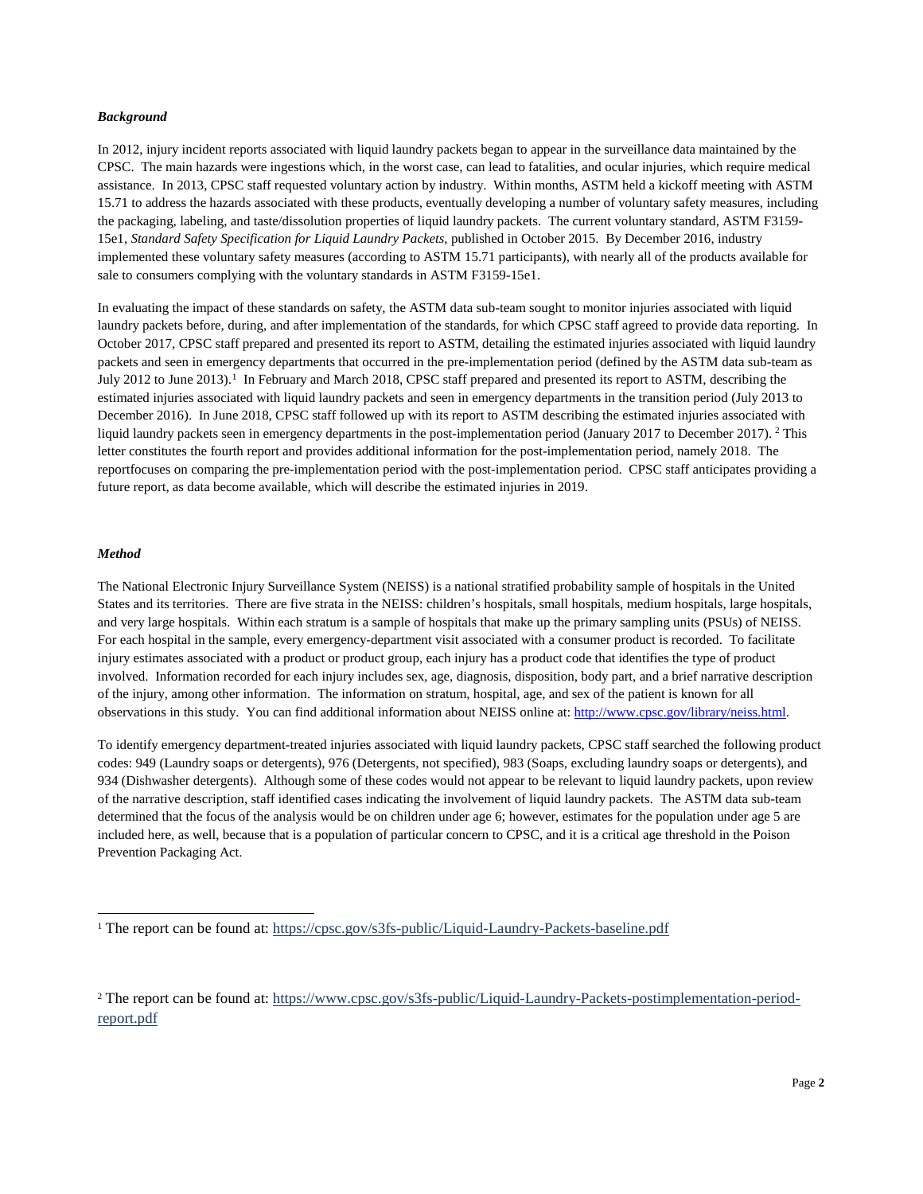***Background***

In 2012, injury incident reports associated with liquid laundry packets began to appear in the surveillance data maintained by the CPSC. The main hazards were ingestions which, in the worst case, can lead to fatalities, and ocular injuries, which require medical assistance. In 2013, CPSC staff requested voluntary action by industry. Within months, ASTM held a kickoff meeting with ASTM 15.71 to address the hazards associated with these products, eventually developing a number of voluntary safety measures, including the packaging, labeling, and taste/dissolution properties of liquid laundry packets. The current voluntary standard, ASTM F3159-15e1, *Standard Safety Specification for Liquid Laundry Packets*, published in October 2015. By December 2016, industry implemented these voluntary safety measures (according to ASTM 15.71 participants), with nearly all of the products available for sale to consumers complying with the voluntary standards in ASTM F3159-15e1.

In evaluating the impact of these standards on safety, the ASTM data sub-team sought to monitor injuries associated with liquid laundry packets before, during, and after implementation of the standards, for which CPSC staff agreed to provide data reporting. In October 2017, CPSC staff prepared and presented its report to ASTM, detailing the estimated injuries associated with liquid laundry packets and seen in emergency departments that occurred in the pre-implementation period (defined by the ASTM data sub-team as July 2012 to June 2013).[1] In February and March 2018, CPSC staff prepared and presented its report to ASTM, describing the estimated injuries associated with liquid laundry packets and seen in emergency departments in the transition period (July 2013 to December 2016). In June 2018, CPSC staff followed up with its report to ASTM describing the estimated injuries associated with liquid laundry packets seen in emergency departments in the post-implementation period (January 2017 to December 2017).[2] This letter constitutes the fourth report and provides additional information for the post-implementation period, namely 2018. The reportfocuses on comparing the pre-implementation period with the post-implementation period. CPSC staff anticipates providing a future report, as data become available, which will describe the estimated injuries in 2019.

***Method***

The National Electronic Injury Surveillance System (NEISS) is a national stratified probability sample of hospitals in the United States and its territories. There are five strata in the NEISS: children's hospitals, small hospitals, medium hospitals, large hospitals, and very large hospitals. Within each stratum is a sample of hospitals that make up the primary sampling units (PSUs) of NEISS. For each hospital in the sample, every emergency-department visit associated with a consumer product is recorded. To facilitate injury estimates associated with a product or product group, each injury has a product code that identifies the type of product involved. Information recorded for each injury includes sex, age, diagnosis, disposition, body part, and a brief narrative description of the injury, among other information. The information on stratum, hospital, age, and sex of the patient is known for all observations in this study. You can find additional information about NEISS online at: http://www.cpsc.gov/library/neiss.html.

To identify emergency department-treated injuries associated with liquid laundry packets, CPSC staff searched the following product codes: 949 (Laundry soaps or detergents), 976 (Detergents, not specified), 983 (Soaps, excluding laundry soaps or detergents), and 934 (Dishwasher detergents). Although some of these codes would not appear to be relevant to liquid laundry packets, upon review of the narrative description, staff identified cases indicating the involvement of liquid laundry packets. The ASTM data sub-team determined that the focus of the analysis would be on children under age 6; however, estimates for the population under age 5 are included here, as well, because that is a population of particular concern to CPSC, and it is a critical age threshold in the Poison Prevention Packaging Act.

---

[1] The report can be found at: https://cpsc.gov/s3fs-public/Liquid-Laundry-Packets-baseline.pdf

[2] The report can be found at: https://www.cpsc.gov/s3fs-public/Liquid-Laundry-Packets-postimplementation-period-report.pdf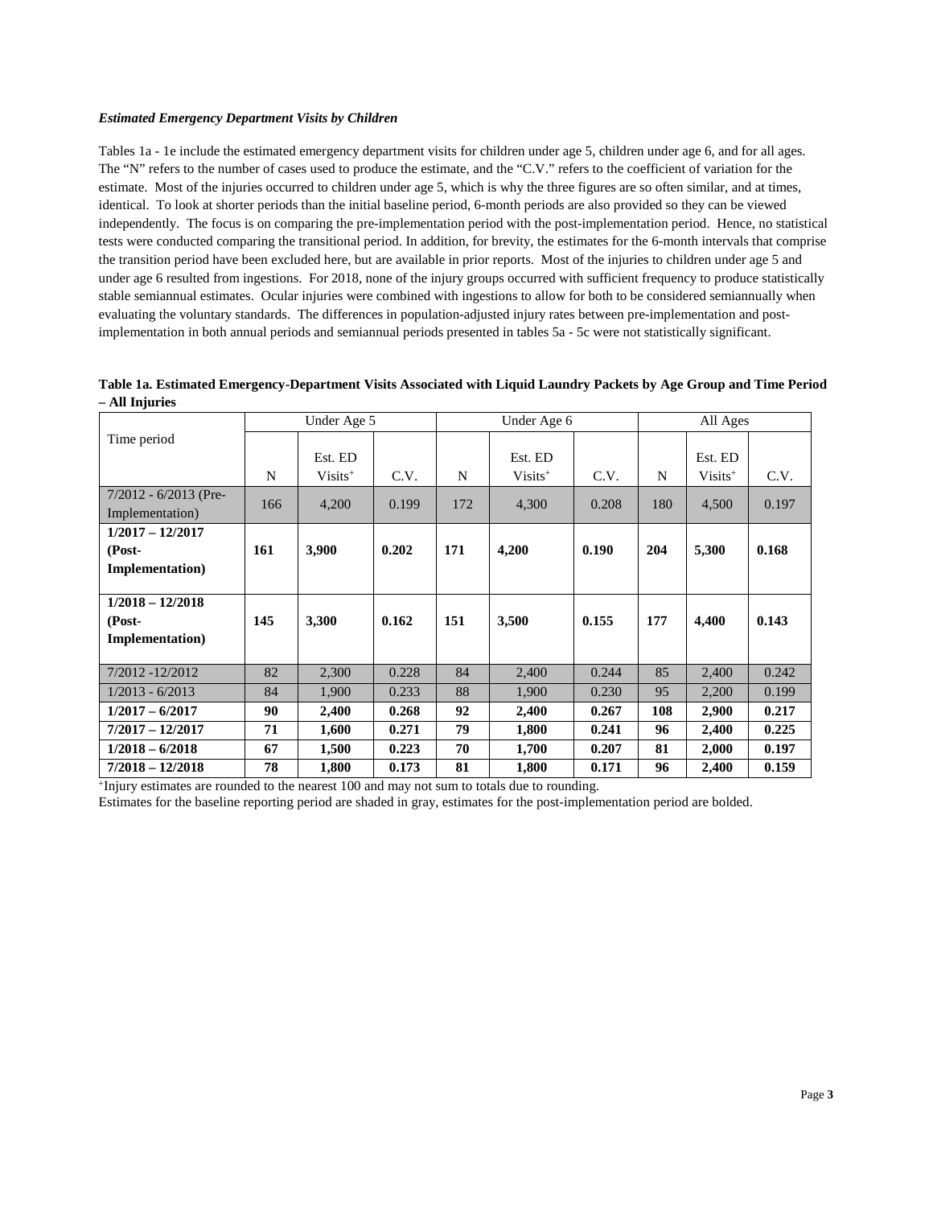***Estimated Emergency Department Visits by Children***

Tables 1a - 1e include the estimated emergency department visits for children under age 5, children under age 6, and for all ages. The "N" refers to the number of cases used to produce the estimate, and the "C.V." refers to the coefficient of variation for the estimate. Most of the injuries occurred to children under age 5, which is why the three figures are so often similar, and at times, identical. To look at shorter periods than the initial baseline period, 6-month periods are also provided so they can be viewed independently. The focus is on comparing the pre-implementation period with the post-implementation period. Hence, no statistical tests were conducted comparing the transitional period. In addition, for brevity, the estimates for the 6-month intervals that comprise the transition period have been excluded here, but are available in prior reports. Most of the injuries to children under age 5 and under age 6 resulted from ingestions. For 2018, none of the injury groups occurred with sufficient frequency to produce statistically stable semiannual estimates. Ocular injuries were combined with ingestions to allow for both to be considered semiannually when evaluating the voluntary standards. The differences in population-adjusted injury rates between pre-implementation and post-implementation in both annual periods and semiannual periods presented in tables 5a - 5c were not statistically significant.

**Table 1a. Estimated Emergency-Department Visits Associated with Liquid Laundry Packets by Age Group and Time Period – All Injuries**

| Time period | Under Age 5 | | | Under Age 6 | | | All Ages | | |
|---|---|---|---|---|---|---|---|---|---|
| | N | Est. ED Visits+ | C.V. | N | Est. ED Visits+ | C.V. | N | Est. ED Visits+ | C.V. |
| 7/2012 - 6/2013 (Pre-Implementation) | 166 | 4,200 | 0.199 | 172 | 4,300 | 0.208 | 180 | 4,500 | 0.197 |
| **1/2017 – 12/2017 (Post-Implementation)** | **161** | **3,900** | **0.202** | **171** | **4,200** | **0.190** | **204** | **5,300** | **0.168** |
| **1/2018 – 12/2018 (Post-Implementation)** | **145** | **3,300** | **0.162** | **151** | **3,500** | **0.155** | **177** | **4,400** | **0.143** |
| 7/2012 -12/2012 | 82 | 2,300 | 0.228 | 84 | 2,400 | 0.244 | 85 | 2,400 | 0.242 |
| 1/2013 - 6/2013 | 84 | 1,900 | 0.233 | 88 | 1,900 | 0.230 | 95 | 2,200 | 0.199 |
| **1/2017 – 6/2017** | **90** | **2,400** | **0.268** | **92** | **2,400** | **0.267** | **108** | **2,900** | **0.217** |
| **7/2017 – 12/2017** | **71** | **1,600** | **0.271** | **79** | **1,800** | **0.241** | **96** | **2,400** | **0.225** |
| **1/2018 – 6/2018** | **67** | **1,500** | **0.223** | **70** | **1,700** | **0.207** | **81** | **2,000** | **0.197** |
| **7/2018 – 12/2018** | **78** | **1,800** | **0.173** | **81** | **1,800** | **0.171** | **96** | **2,400** | **0.159** |

+Injury estimates are rounded to the nearest 100 and may not sum to totals due to rounding.

Estimates for the baseline reporting period are shaded in gray, estimates for the post-implementation period are bolded.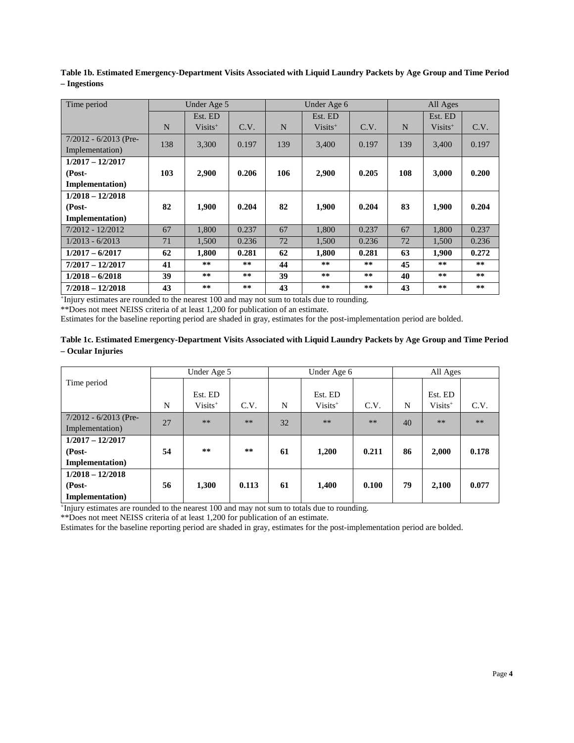**Table 1b. Estimated Emergency-Department Visits Associated with Liquid Laundry Packets by Age Group and Time Period – Ingestions**

| Time period | Under Age 5 | | | Under Age 6 | | | All Ages | | |
|---|---|---|---|---|---|---|---|---|---|
| | N | Est. ED Visits+ | C.V. | N | Est. ED Visits+ | C.V. | N | Est. ED Visits+ | C.V. |
| 7/2012 - 6/2013 (Pre-Implementation) | 138 | 3,300 | 0.197 | 139 | 3,400 | 0.197 | 139 | 3,400 | 0.197 |
| **1/2017 – 12/2017 (Post-Implementation)** | **103** | **2,900** | **0.206** | **106** | **2,900** | **0.205** | **108** | **3,000** | **0.200** |
| **1/2018 – 12/2018 (Post-Implementation)** | **82** | **1,900** | **0.204** | **82** | **1,900** | **0.204** | **83** | **1,900** | **0.204** |
| 7/2012 - 12/2012 | 67 | 1,800 | 0.237 | 67 | 1,800 | 0.237 | 67 | 1,800 | 0.237 |
| 1/2013 - 6/2013 | 71 | 1,500 | 0.236 | 72 | 1,500 | 0.236 | 72 | 1,500 | 0.236 |
| **1/2017 – 6/2017** | **62** | **1,800** | **0.281** | **62** | **1,800** | **0.281** | **63** | **1,900** | **0.272** |
| **7/2017 – 12/2017** | **41** | ** | ** | **44** | ** | ** | **45** | ** | ** |
| **1/2018 – 6/2018** | **39** | ** | ** | **39** | ** | ** | **40** | ** | ** |
| **7/2018 – 12/2018** | **43** | ** | ** | **43** | ** | ** | **43** | ** | ** |

+Injury estimates are rounded to the nearest 100 and may not sum to totals due to rounding.

**Does not meet NEISS criteria of at least 1,200 for publication of an estimate.

Estimates for the baseline reporting period are shaded in gray, estimates for the post-implementation period are bolded.

**Table 1c. Estimated Emergency-Department Visits Associated with Liquid Laundry Packets by Age Group and Time Period – Ocular Injuries**

| Time period | Under Age 5 | | | Under Age 6 | | | All Ages | | |
|---|---|---|---|---|---|---|---|---|---|
| | N | Est. ED Visits+ | C.V. | N | Est. ED Visits+ | C.V. | N | Est. ED Visits+ | C.V. |
| 7/2012 - 6/2013 (Pre-Implementation) | 27 | ** | ** | 32 | ** | ** | 40 | ** | ** |
| **1/2017 – 12/2017 (Post-Implementation)** | **54** | ** | ** | **61** | **1,200** | **0.211** | **86** | **2,000** | **0.178** |
| **1/2018 – 12/2018 (Post-Implementation)** | **56** | **1,300** | **0.113** | **61** | **1,400** | **0.100** | **79** | **2,100** | **0.077** |

+Injury estimates are rounded to the nearest 100 and may not sum to totals due to rounding.

**Does not meet NEISS criteria of at least 1,200 for publication of an estimate.

Estimates for the baseline reporting period are shaded in gray, estimates for the post-implementation period are bolded.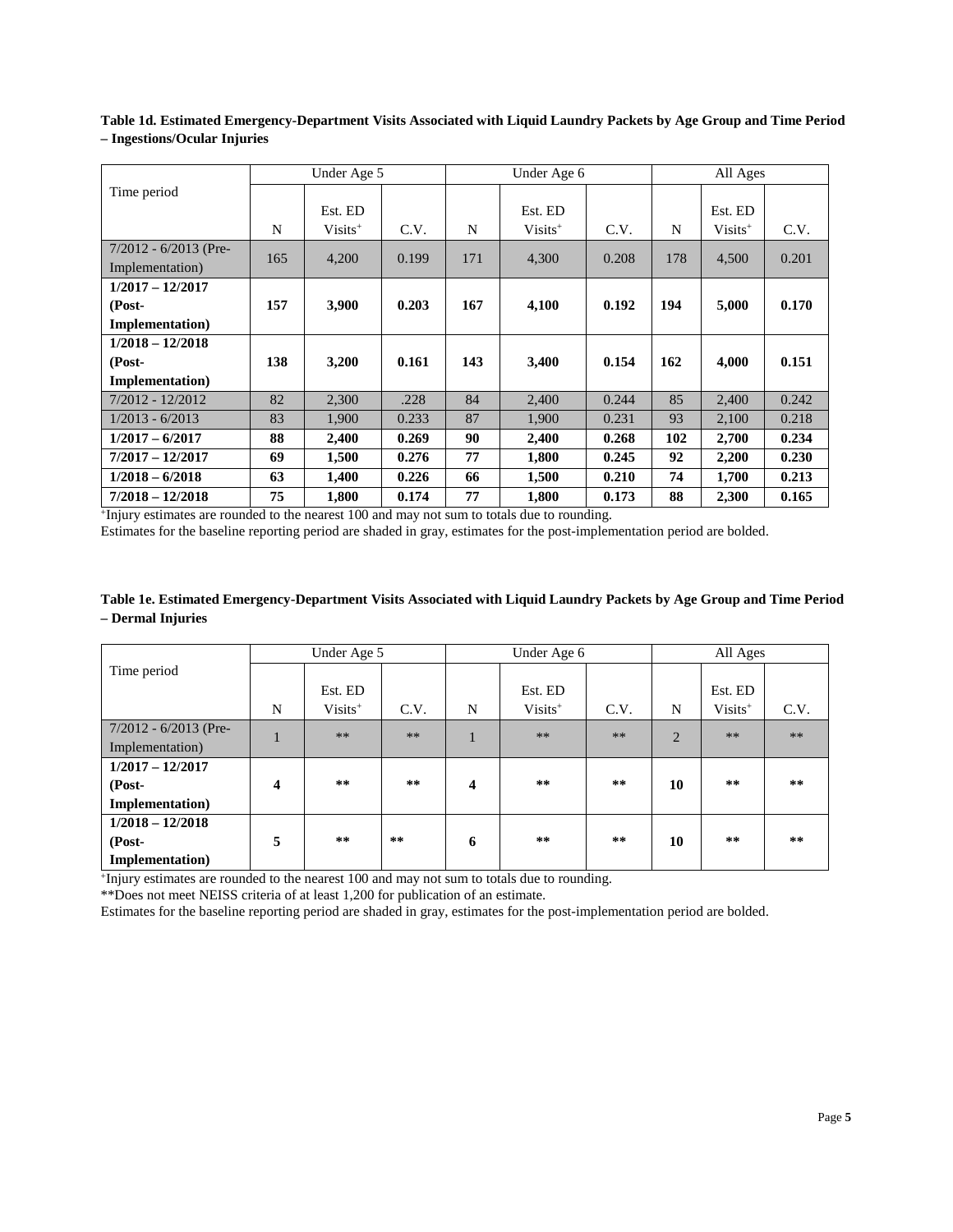**Table 1d. Estimated Emergency-Department Visits Associated with Liquid Laundry Packets by Age Group and Time Period – Ingestions/Ocular Injuries**

| Time period | Under Age 5 | | | Under Age 6 | | | All Ages | | |
|---|---|---|---|---|---|---|---|---|---|
| | N | Est. ED Visits+ | C.V. | N | Est. ED Visits+ | C.V. | N | Est. ED Visits+ | C.V. |
| 7/2012 - 6/2013 (Pre-Implementation) | 165 | 4,200 | 0.199 | 171 | 4,300 | 0.208 | 178 | 4,500 | 0.201 |
| **1/2017 – 12/2017 (Post-Implementation)** | **157** | **3,900** | **0.203** | **167** | **4,100** | **0.192** | **194** | **5,000** | **0.170** |
| **1/2018 – 12/2018 (Post-Implementation)** | **138** | **3,200** | **0.161** | **143** | **3,400** | **0.154** | **162** | **4,000** | **0.151** |
| 7/2012 - 12/2012 | 82 | 2,300 | .228 | 84 | 2,400 | 0.244 | 85 | 2,400 | 0.242 |
| 1/2013 - 6/2013 | 83 | 1,900 | 0.233 | 87 | 1,900 | 0.231 | 93 | 2,100 | 0.218 |
| **1/2017 – 6/2017** | **88** | **2,400** | **0.269** | **90** | **2,400** | **0.268** | **102** | **2,700** | **0.234** |
| **7/2017 – 12/2017** | **69** | **1,500** | **0.276** | **77** | **1,800** | **0.245** | **92** | **2,200** | **0.230** |
| **1/2018 – 6/2018** | **63** | **1,400** | **0.226** | **66** | **1,500** | **0.210** | **74** | **1,700** | **0.213** |
| **7/2018 – 12/2018** | **75** | **1,800** | **0.174** | **77** | **1,800** | **0.173** | **88** | **2,300** | **0.165** |

+Injury estimates are rounded to the nearest 100 and may not sum to totals due to rounding.
Estimates for the baseline reporting period are shaded in gray, estimates for the post-implementation period are bolded.

**Table 1e. Estimated Emergency-Department Visits Associated with Liquid Laundry Packets by Age Group and Time Period – Dermal Injuries**

| Time period | Under Age 5 | | | Under Age 6 | | | All Ages | | |
|---|---|---|---|---|---|---|---|---|---|
| | N | Est. ED Visits+ | C.V. | N | Est. ED Visits+ | C.V. | N | Est. ED Visits+ | C.V. |
| 7/2012 - 6/2013 (Pre-Implementation) | 1 | ** | ** | 1 | ** | ** | 2 | ** | ** |
| **1/2017 – 12/2017 (Post-Implementation)** | **4** | ** | ** | **4** | ** | ** | **10** | ** | ** |
| **1/2018 – 12/2018 (Post-Implementation)** | **5** | ** | ** | **6** | ** | ** | **10** | ** | ** |

+Injury estimates are rounded to the nearest 100 and may not sum to totals due to rounding.
**Does not meet NEISS criteria of at least 1,200 for publication of an estimate.
Estimates for the baseline reporting period are shaded in gray, estimates for the post-implementation period are bolded.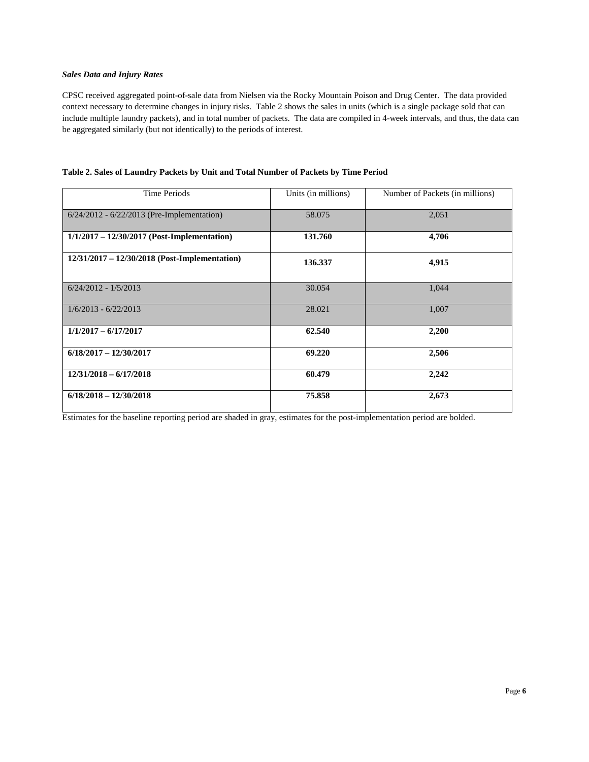***Sales Data and Injury Rates***

CPSC received aggregated point-of-sale data from Nielsen via the Rocky Mountain Poison and Drug Center. The data provided context necessary to determine changes in injury risks. Table 2 shows the sales in units (which is a single package sold that can include multiple laundry packets), and in total number of packets. The data are compiled in 4-week intervals, and thus, the data can be aggregated similarly (but not identically) to the periods of interest.

**Table 2. Sales of Laundry Packets by Unit and Total Number of Packets by Time Period**

| Time Periods | Units (in millions) | Number of Packets (in millions) |
|---|---|---|
| 6/24/2012 - 6/22/2013 (Pre-Implementation) | 58.075 | 2,051 |
| **1/1/2017 – 12/30/2017 (Post-Implementation)** | **131.760** | **4,706** |
| **12/31/2017 – 12/30/2018 (Post-Implementation)** | **136.337** | **4,915** |
| 6/24/2012 - 1/5/2013 | 30.054 | 1,044 |
| 1/6/2013 - 6/22/2013 | 28.021 | 1,007 |
| **1/1/2017 – 6/17/2017** | **62.540** | **2,200** |
| **6/18/2017 – 12/30/2017** | **69.220** | **2,506** |
| **12/31/2018 – 6/17/2018** | **60.479** | **2,242** |
| **6/18/2018 – 12/30/2018** | **75.858** | **2,673** |

Estimates for the baseline reporting period are shaded in gray, estimates for the post-implementation period are bolded.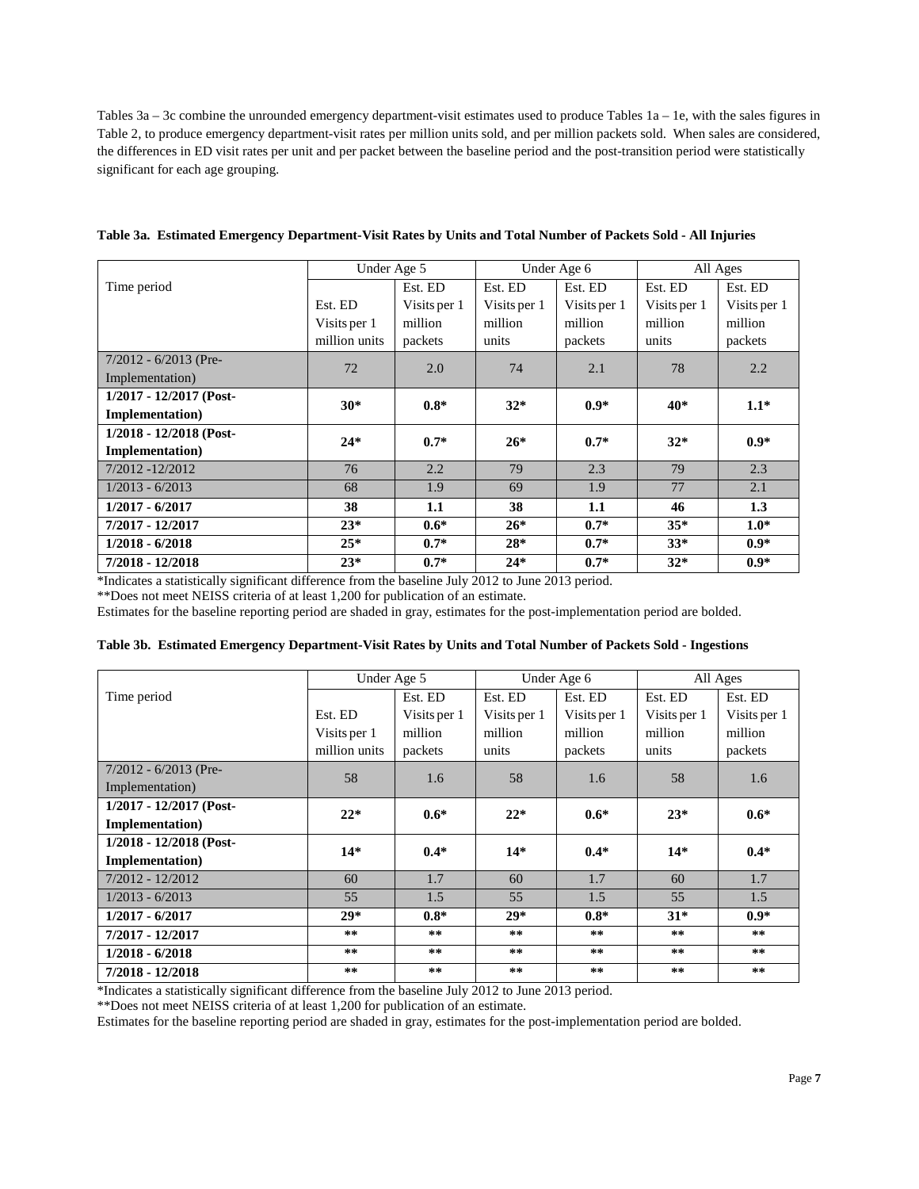Tables 3a – 3c combine the unrounded emergency department-visit estimates used to produce Tables 1a – 1e, with the sales figures in Table 2, to produce emergency department-visit rates per million units sold, and per million packets sold. When sales are considered, the differences in ED visit rates per unit and per packet between the baseline period and the post-transition period were statistically significant for each age grouping.

**Table 3a. Estimated Emergency Department-Visit Rates by Units and Total Number of Packets Sold - All Injuries**

| Time period | Under Age 5 | | Under Age 6 | | All Ages | |
|---|---|---|---|---|---|---|
| | Est. ED Visits per 1 million units | Est. ED Visits per 1 million packets | Est. ED Visits per 1 million units | Est. ED Visits per 1 million packets | Est. ED Visits per 1 million units | Est. ED Visits per 1 million packets |
| 7/2012 - 6/2013 (Pre-Implementation) | 72 | 2.0 | 74 | 2.1 | 78 | 2.2 |
| **1/2017 - 12/2017 (Post-Implementation)** | **30*** | **0.8*** | **32*** | **0.9*** | **40*** | **1.1*** |
| **1/2018 - 12/2018 (Post-Implementation)** | **24*** | **0.7*** | **26*** | **0.7*** | **32*** | **0.9*** |
| 7/2012 -12/2012 | 76 | 2.2 | 79 | 2.3 | 79 | 2.3 |
| 1/2013 - 6/2013 | 68 | 1.9 | 69 | 1.9 | 77 | 2.1 |
| **1/2017 - 6/2017** | **38** | **1.1** | **38** | **1.1** | **46** | **1.3** |
| **7/2017 - 12/2017** | **23*** | **0.6*** | **26*** | **0.7*** | **35*** | **1.0*** |
| **1/2018 - 6/2018** | **25*** | **0.7*** | **28*** | **0.7*** | **33*** | **0.9*** |
| **7/2018 - 12/2018** | **23*** | **0.7*** | **24*** | **0.7*** | **32*** | **0.9*** |

*Indicates a statistically significant difference from the baseline July 2012 to June 2013 period.
**Does not meet NEISS criteria of at least 1,200 for publication of an estimate.
Estimates for the baseline reporting period are shaded in gray, estimates for the post-implementation period are bolded.

**Table 3b. Estimated Emergency Department-Visit Rates by Units and Total Number of Packets Sold - Ingestions**

| Time period | Under Age 5 | | Under Age 6 | | All Ages | |
|---|---|---|---|---|---|---|
| | Est. ED Visits per 1 million units | Est. ED Visits per 1 million packets | Est. ED Visits per 1 million units | Est. ED Visits per 1 million packets | Est. ED Visits per 1 million units | Est. ED Visits per 1 million packets |
| 7/2012 - 6/2013 (Pre-Implementation) | 58 | 1.6 | 58 | 1.6 | 58 | 1.6 |
| **1/2017 - 12/2017 (Post-Implementation)** | **22*** | **0.6*** | **22*** | **0.6*** | **23*** | **0.6*** |
| **1/2018 - 12/2018 (Post-Implementation)** | **14*** | **0.4*** | **14*** | **0.4*** | **14*** | **0.4*** |
| 7/2012 - 12/2012 | 60 | 1.7 | 60 | 1.7 | 60 | 1.7 |
| 1/2013 - 6/2013 | 55 | 1.5 | 55 | 1.5 | 55 | 1.5 |
| **1/2017 - 6/2017** | **29*** | **0.8*** | **29*** | **0.8*** | **31*** | **0.9*** |
| **7/2017 - 12/2017** | ** | ** | ** | ** | ** | ** |
| **1/2018 - 6/2018** | ** | ** | ** | ** | ** | ** |
| **7/2018 - 12/2018** | ** | ** | ** | ** | ** | ** |

*Indicates a statistically significant difference from the baseline July 2012 to June 2013 period.
**Does not meet NEISS criteria of at least 1,200 for publication of an estimate.
Estimates for the baseline reporting period are shaded in gray, estimates for the post-implementation period are bolded.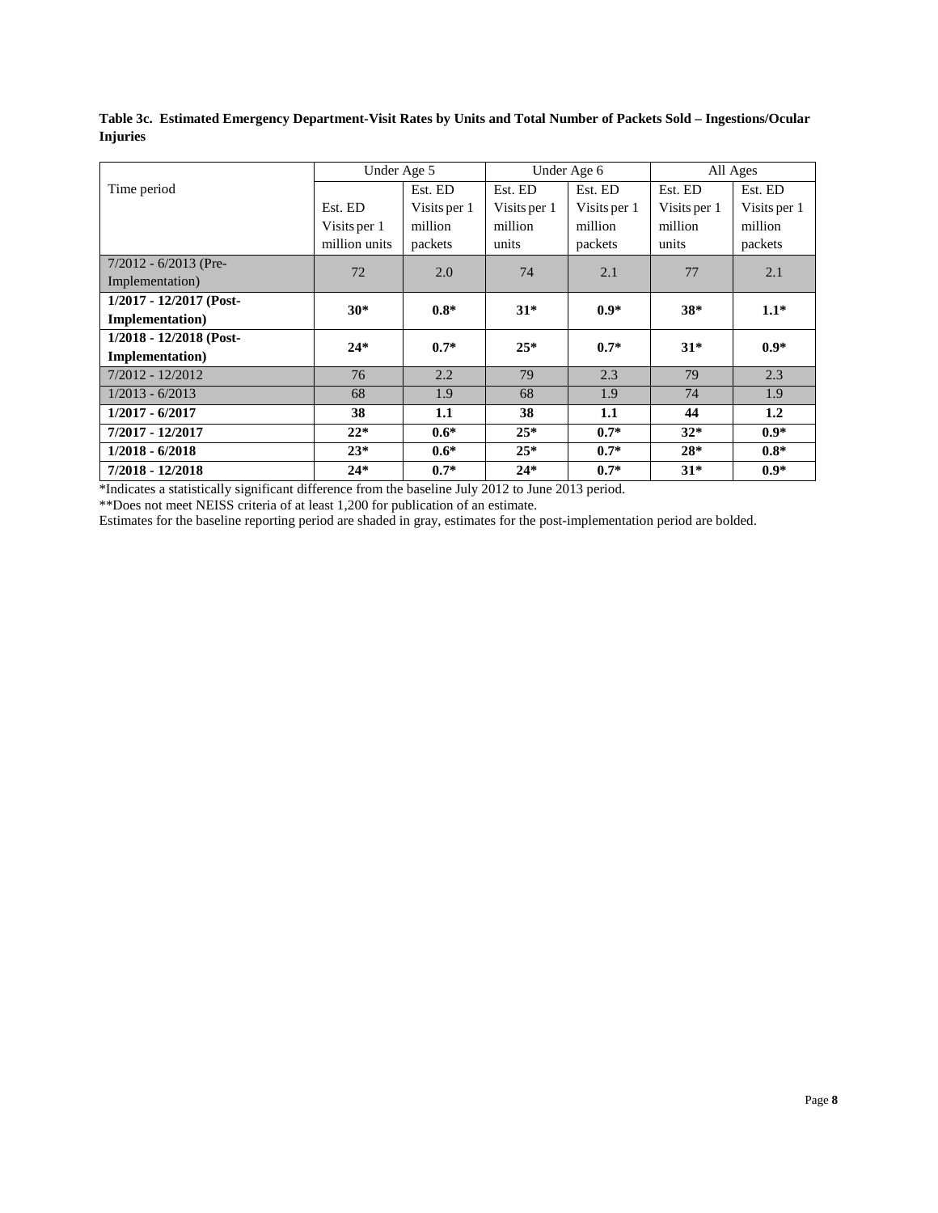**Table 3c. Estimated Emergency Department-Visit Rates by Units and Total Number of Packets Sold – Ingestions/Ocular Injuries**

| Time period | Under Age 5 | | Under Age 6 | | All Ages | |
|---|---|---|---|---|---|---|
| | Est. ED Visits per 1 million units | Est. ED Visits per 1 million packets | Est. ED Visits per 1 million units | Est. ED Visits per 1 million packets | Est. ED Visits per 1 million units | Est. ED Visits per 1 million packets |
| 7/2012 - 6/2013 (Pre-Implementation) | 72 | 2.0 | 74 | 2.1 | 77 | 2.1 |
| **1/2017 - 12/2017 (Post-Implementation)** | **30*** | **0.8*** | **31*** | **0.9*** | **38*** | **1.1*** |
| **1/2018 - 12/2018 (Post-Implementation)** | **24*** | **0.7*** | **25*** | **0.7*** | **31*** | **0.9*** |
| 7/2012 - 12/2012 | 76 | 2.2 | 79 | 2.3 | 79 | 2.3 |
| 1/2013 - 6/2013 | 68 | 1.9 | 68 | 1.9 | 74 | 1.9 |
| **1/2017 - 6/2017** | **38** | **1.1** | **38** | **1.1** | **44** | **1.2** |
| **7/2017 - 12/2017** | **22*** | **0.6*** | **25*** | **0.7*** | **32*** | **0.9*** |
| **1/2018 - 6/2018** | **23*** | **0.6*** | **25*** | **0.7*** | **28*** | **0.8*** |
| **7/2018 - 12/2018** | **24*** | **0.7*** | **24*** | **0.7*** | **31*** | **0.9*** |

*Indicates a statistically significant difference from the baseline July 2012 to June 2013 period.

**Does not meet NEISS criteria of at least 1,200 for publication of an estimate.

Estimates for the baseline reporting period are shaded in gray, estimates for the post-implementation period are bolded.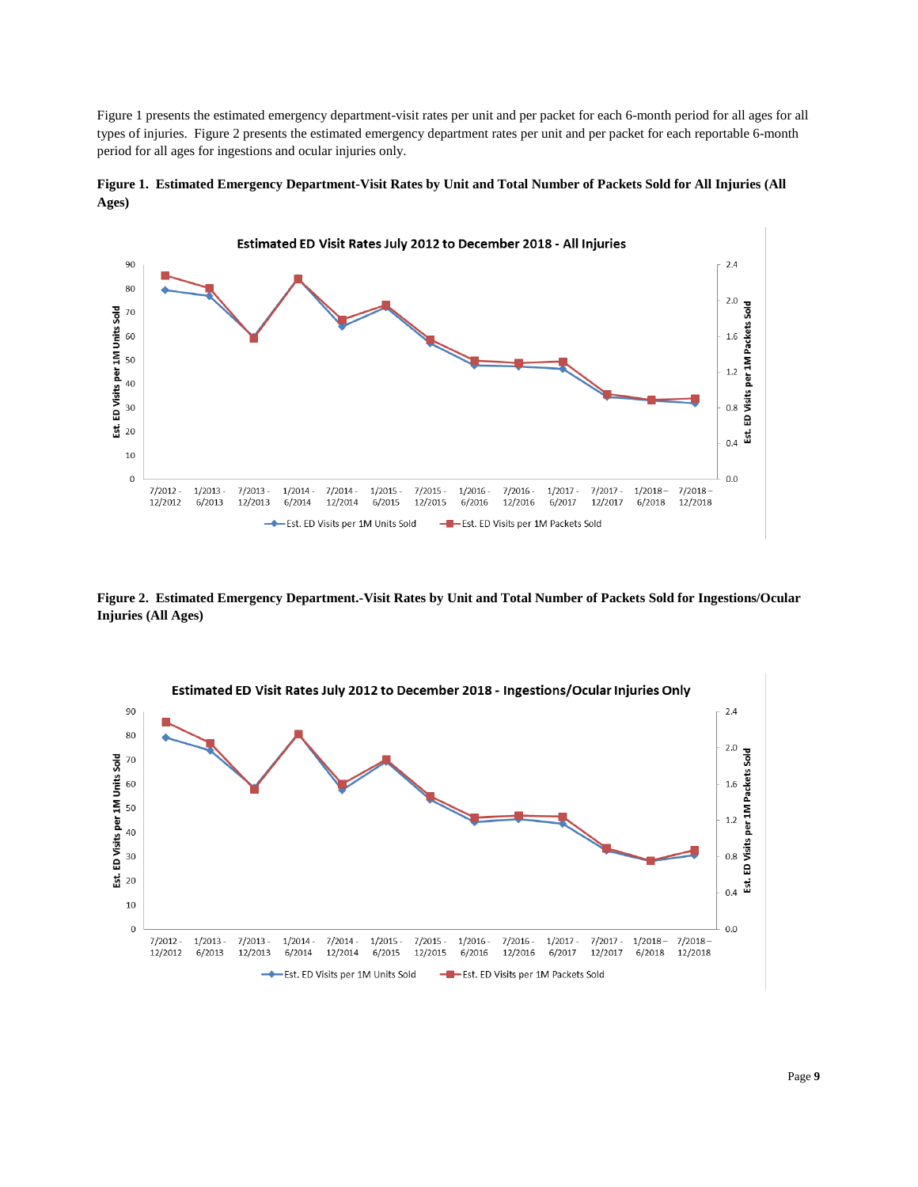Figure 1 presents the estimated emergency department-visit rates per unit and per packet for each 6-month period for all ages for all types of injuries. Figure 2 presents the estimated emergency department rates per unit and per packet for each reportable 6-month period for all ages for ingestions and ocular injuries only.

**Figure 1. Estimated Emergency Department-Visit Rates by Unit and Total Number of Packets Sold for All Injuries (All Ages)**

**Figure 2. Estimated Emergency Department.-Visit Rates by Unit and Total Number of Packets Sold for Ingestions/Ocular Injuries (All Ages)**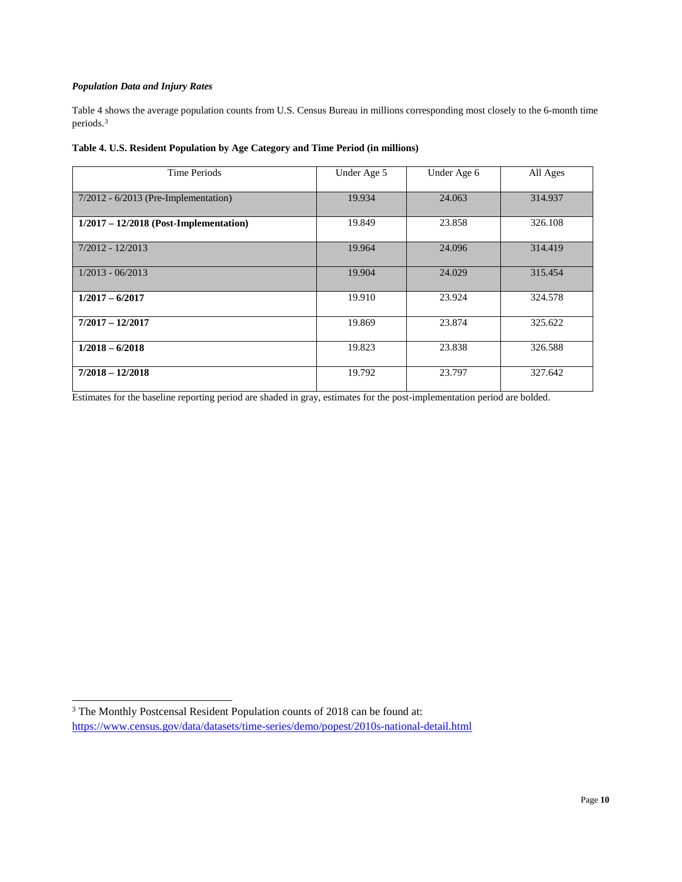***Population Data and Injury Rates***

Table 4 shows the average population counts from U.S. Census Bureau in millions corresponding most closely to the 6-month time periods.[3]

**Table 4. U.S. Resident Population by Age Category and Time Period (in millions)**

| Time Periods | Under Age 5 | Under Age 6 | All Ages |
|---|---|---|---|
| 7/2012 - 6/2013 (Pre-Implementation) | 19.934 | 24.063 | 314.937 |
| **1/2017 – 12/2018 (Post-Implementation)** | 19.849 | 23.858 | 326.108 |
| 7/2012 - 12/2013 | 19.964 | 24.096 | 314.419 |
| 1/2013 - 06/2013 | 19.904 | 24.029 | 315.454 |
| **1/2017 – 6/2017** | 19.910 | 23.924 | 324.578 |
| **7/2017 – 12/2017** | 19.869 | 23.874 | 325.622 |
| **1/2018 – 6/2018** | 19.823 | 23.838 | 326.588 |
| **7/2018 – 12/2018** | 19.792 | 23.797 | 327.642 |

Estimates for the baseline reporting period are shaded in gray, estimates for the post-implementation period are bolded.

[3] The Monthly Postcensal Resident Population counts of 2018 can be found at: https://www.census.gov/data/datasets/time-series/demo/popest/2010s-national-detail.html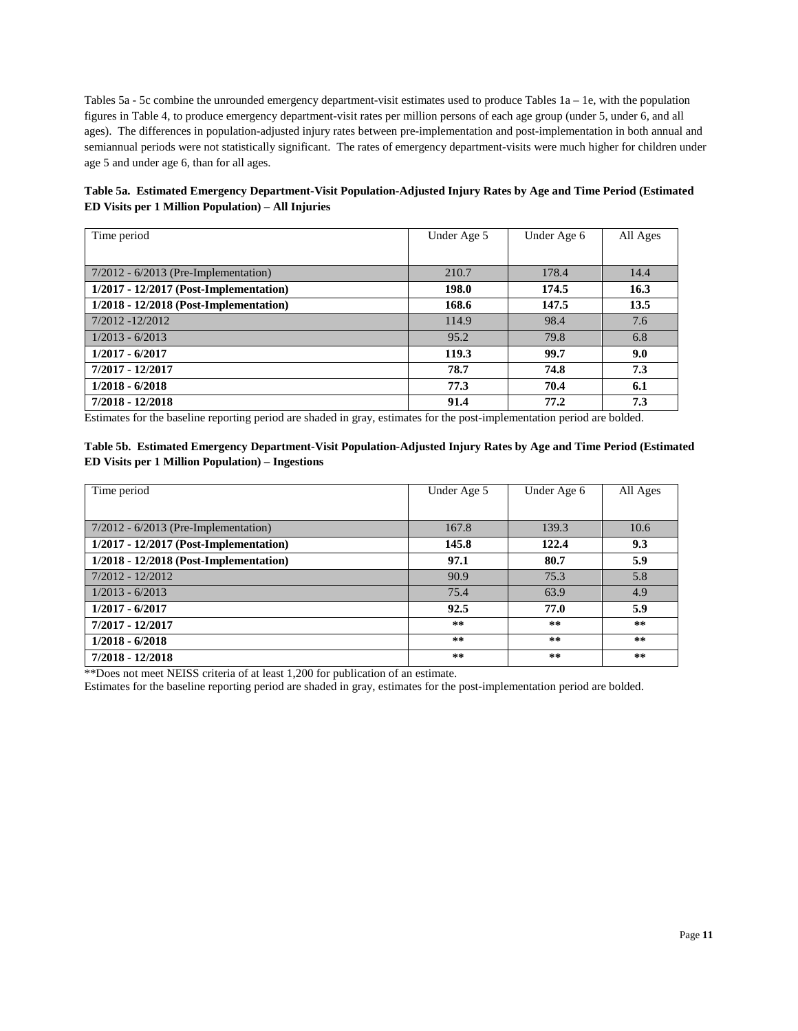Tables 5a - 5c combine the unrounded emergency department-visit estimates used to produce Tables 1a – 1e, with the population figures in Table 4, to produce emergency department-visit rates per million persons of each age group (under 5, under 6, and all ages). The differences in population-adjusted injury rates between pre-implementation and post-implementation in both annual and semiannual periods were not statistically significant. The rates of emergency department-visits were much higher for children under age 5 and under age 6, than for all ages.

**Table 5a. Estimated Emergency Department-Visit Population-Adjusted Injury Rates by Age and Time Period (Estimated ED Visits per 1 Million Population) – All Injuries**

| Time period | Under Age 5 | Under Age 6 | All Ages |
|---|---|---|---|
| 7/2012 - 6/2013 (Pre-Implementation) | 210.7 | 178.4 | 14.4 |
| **1/2017 - 12/2017 (Post-Implementation)** | **198.0** | **174.5** | **16.3** |
| **1/2018 - 12/2018 (Post-Implementation)** | **168.6** | **147.5** | **13.5** |
| 7/2012 -12/2012 | 114.9 | 98.4 | 7.6 |
| 1/2013 - 6/2013 | 95.2 | 79.8 | 6.8 |
| **1/2017 - 6/2017** | **119.3** | **99.7** | **9.0** |
| **7/2017 - 12/2017** | **78.7** | **74.8** | **7.3** |
| **1/2018 - 6/2018** | **77.3** | **70.4** | **6.1** |
| **7/2018 - 12/2018** | **91.4** | **77.2** | **7.3** |

Estimates for the baseline reporting period are shaded in gray, estimates for the post-implementation period are bolded.

**Table 5b. Estimated Emergency Department-Visit Population-Adjusted Injury Rates by Age and Time Period (Estimated ED Visits per 1 Million Population) – Ingestions**

| Time period | Under Age 5 | Under Age 6 | All Ages |
|---|---|---|---|
| 7/2012 - 6/2013 (Pre-Implementation) | 167.8 | 139.3 | 10.6 |
| **1/2017 - 12/2017 (Post-Implementation)** | **145.8** | **122.4** | **9.3** |
| **1/2018 - 12/2018 (Post-Implementation)** | **97.1** | **80.7** | **5.9** |
| 7/2012 - 12/2012 | 90.9 | 75.3 | 5.8 |
| 1/2013 - 6/2013 | 75.4 | 63.9 | 4.9 |
| **1/2017 - 6/2017** | **92.5** | **77.0** | **5.9** |
| **7/2017 - 12/2017** | ** | ** | ** |
| **1/2018 - 6/2018** | ** | ** | ** |
| **7/2018 - 12/2018** | ** | ** | ** |

**Does not meet NEISS criteria of at least 1,200 for publication of an estimate.

Estimates for the baseline reporting period are shaded in gray, estimates for the post-implementation period are bolded.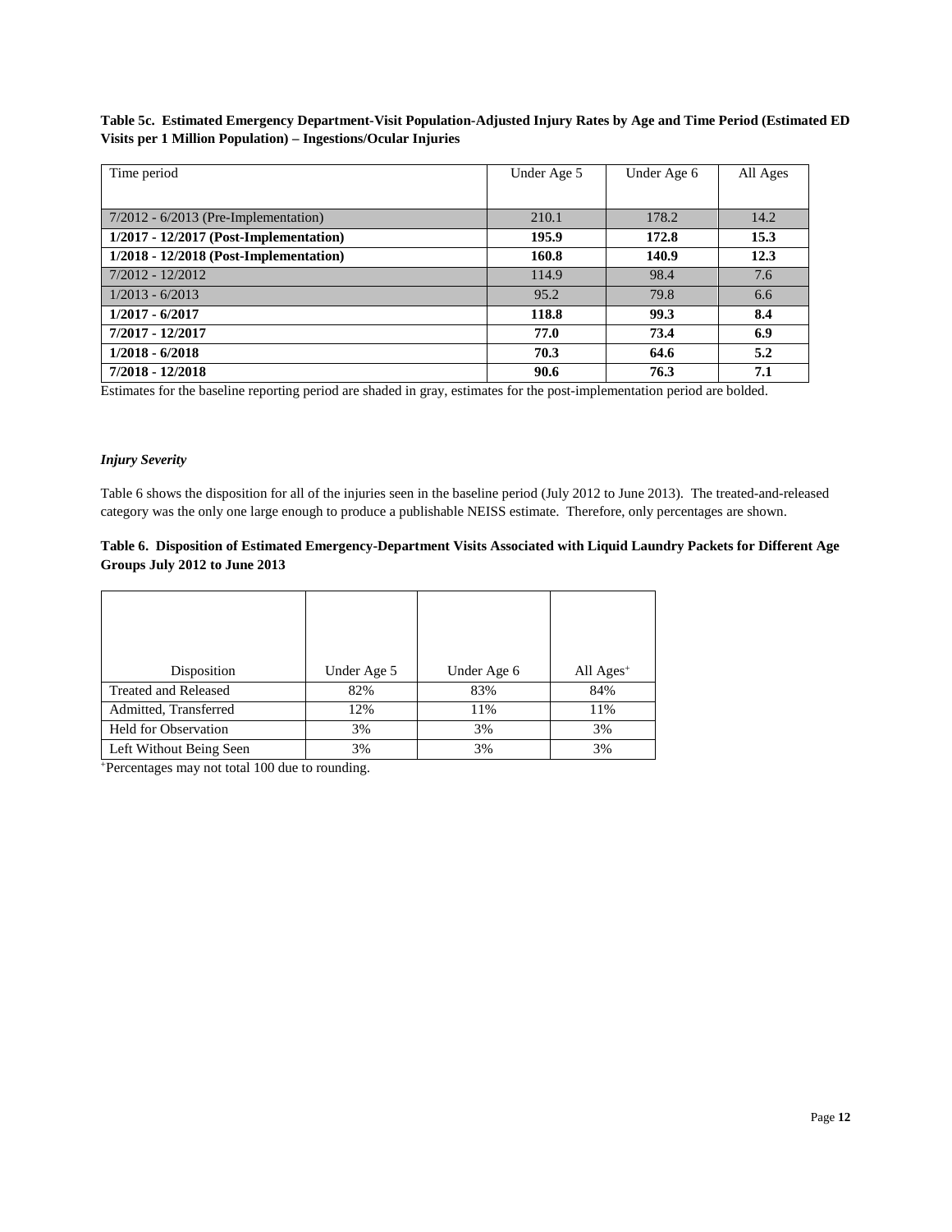**Table 5c. Estimated Emergency Department-Visit Population-Adjusted Injury Rates by Age and Time Period (Estimated ED Visits per 1 Million Population) – Ingestions/Ocular Injuries**

| Time period | Under Age 5 | Under Age 6 | All Ages |
|---|---|---|---|
| 7/2012 - 6/2013 (Pre-Implementation) | 210.1 | 178.2 | 14.2 |
| **1/2017 - 12/2017 (Post-Implementation)** | **195.9** | **172.8** | **15.3** |
| **1/2018 - 12/2018 (Post-Implementation)** | **160.8** | **140.9** | **12.3** |
| 7/2012 - 12/2012 | 114.9 | 98.4 | 7.6 |
| 1/2013 - 6/2013 | 95.2 | 79.8 | 6.6 |
| **1/2017 - 6/2017** | **118.8** | **99.3** | **8.4** |
| **7/2017 - 12/2017** | **77.0** | **73.4** | **6.9** |
| **1/2018 - 6/2018** | **70.3** | **64.6** | **5.2** |
| **7/2018 - 12/2018** | **90.6** | **76.3** | **7.1** |

Estimates for the baseline reporting period are shaded in gray, estimates for the post-implementation period are bolded.

### *Injury Severity*

Table 6 shows the disposition for all of the injuries seen in the baseline period (July 2012 to June 2013). The treated-and-released category was the only one large enough to produce a publishable NEISS estimate. Therefore, only percentages are shown.

**Table 6. Disposition of Estimated Emergency-Department Visits Associated with Liquid Laundry Packets for Different Age Groups July 2012 to June 2013**

| Disposition | Under Age 5 | Under Age 6 | All Ages[+] |
|---|---|---|---|
| Treated and Released | 82% | 83% | 84% |
| Admitted, Transferred | 12% | 11% | 11% |
| Held for Observation | 3% | 3% | 3% |
| Left Without Being Seen | 3% | 3% | 3% |

[+]Percentages may not total 100 due to rounding.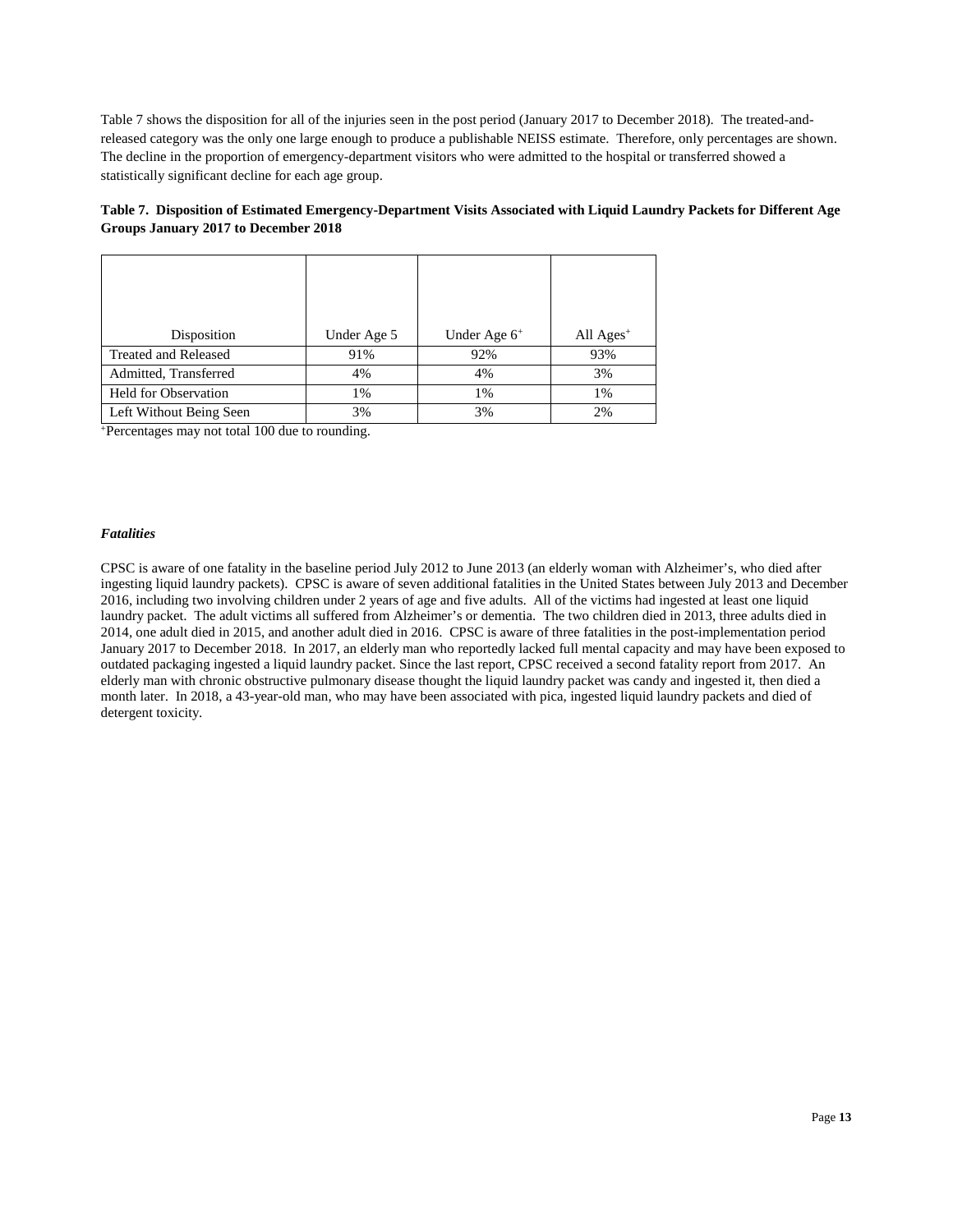Table 7 shows the disposition for all of the injuries seen in the post period (January 2017 to December 2018). The treated-and-released category was the only one large enough to produce a publishable NEISS estimate. Therefore, only percentages are shown. The decline in the proportion of emergency-department visitors who were admitted to the hospital or transferred showed a statistically significant decline for each age group.

**Table 7. Disposition of Estimated Emergency-Department Visits Associated with Liquid Laundry Packets for Different Age Groups January 2017 to December 2018**

| Disposition | Under Age 5 | Under Age 6+ | All Ages+ |
|---|---|---|---|
| Treated and Released | 91% | 92% | 93% |
| Admitted, Transferred | 4% | 4% | 3% |
| Held for Observation | 1% | 1% | 1% |
| Left Without Being Seen | 3% | 3% | 2% |

+Percentages may not total 100 due to rounding.

### *Fatalities*

CPSC is aware of one fatality in the baseline period July 2012 to June 2013 (an elderly woman with Alzheimer's, who died after ingesting liquid laundry packets). CPSC is aware of seven additional fatalities in the United States between July 2013 and December 2016, including two involving children under 2 years of age and five adults. All of the victims had ingested at least one liquid laundry packet. The adult victims all suffered from Alzheimer's or dementia. The two children died in 2013, three adults died in 2014, one adult died in 2015, and another adult died in 2016. CPSC is aware of three fatalities in the post-implementation period January 2017 to December 2018. In 2017, an elderly man who reportedly lacked full mental capacity and may have been exposed to outdated packaging ingested a liquid laundry packet. Since the last report, CPSC received a second fatality report from 2017. An elderly man with chronic obstructive pulmonary disease thought the liquid laundry packet was candy and ingested it, then died a month later. In 2018, a 43-year-old man, who may have been associated with pica, ingested liquid laundry packets and died of detergent toxicity.